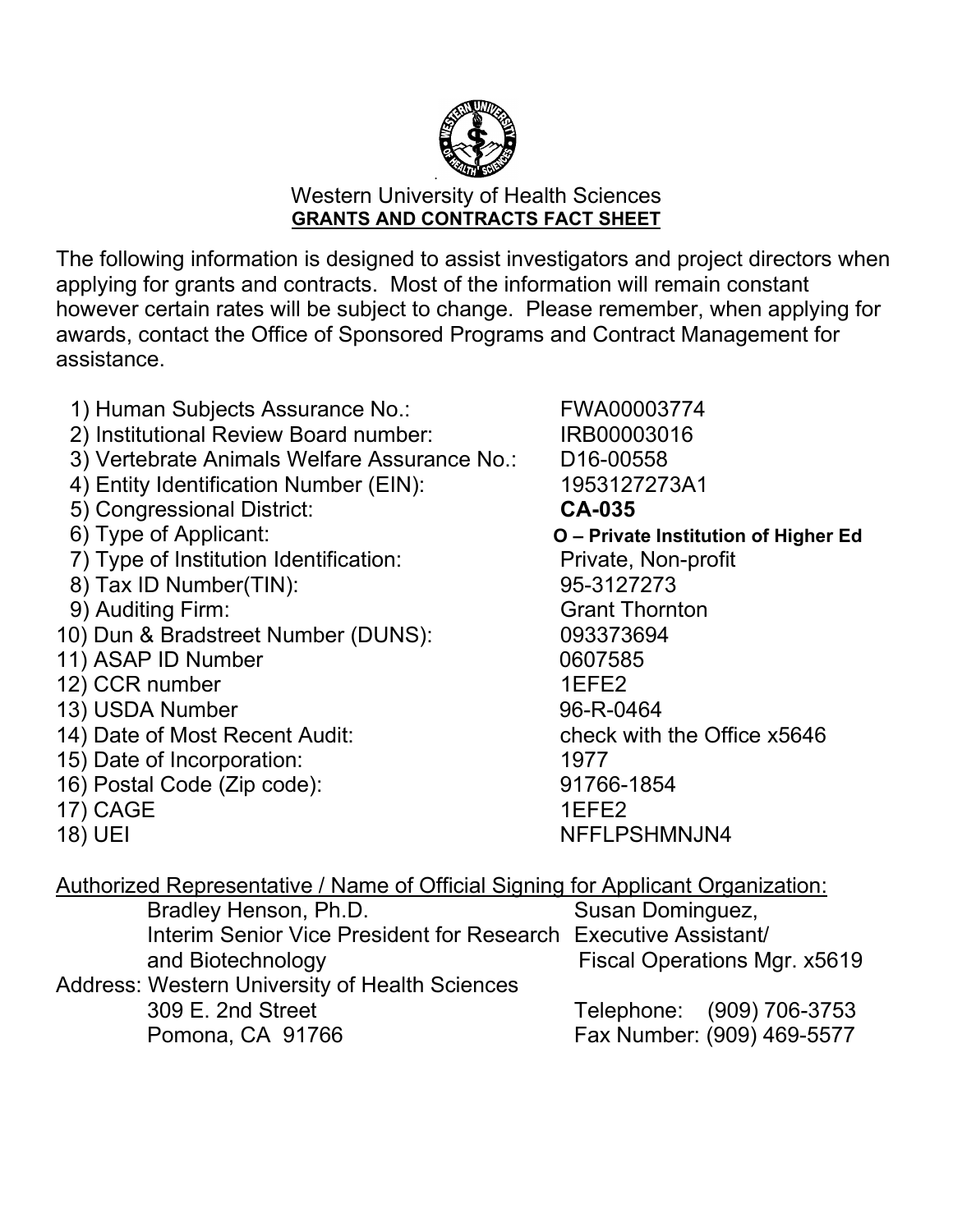# Western University of Health Sciences

## GRANTS AND CONTRACTS FACT SHEET

The following information is designed to assist investigators and project directors when applying for grants and contracts. Most of the information will remain constant however certain rates will be subject to change. Please remember, when applying for awards, contact the Office of Sponsored Programs and Contract Management for assistance.

| | |
|---|---|
| 1) Human Subjects Assurance No.: | FWA00003774 |
| 2) Institutional Review Board number: | IRB00003016 |
| 3) Vertebrate Animals Welfare Assurance No.: | D16-00558 |
| 4) Entity Identification Number (EIN): | 1953127273A1 |
| 5) Congressional District: | **CA-035** |
| 6) Type of Applicant: | **O – Private Institution of Higher Ed** |
| 7) Type of Institution Identification: | Private, Non-profit |
| 8) Tax ID Number(TIN): | 95-3127273 |
| 9) Auditing Firm: | Grant Thornton |
| 10) Dun & Bradstreet Number (DUNS): | 093373694 |
| 11) ASAP ID Number | 0607585 |
| 12) CCR number | 1EFE2 |
| 13) USDA Number | 96-R-0464 |
| 14) Date of Most Recent Audit: | check with the Office x5646 |
| 15) Date of Incorporation: | 1977 |
| 16) Postal Code (Zip code): | 91766-1854 |
| 17) CAGE | 1EFE2 |
| 18) UEI | NFFLPSHMNJN4 |

Authorized Representative / Name of Official Signing for Applicant Organization:

Bradley Henson, Ph.D.
Interim Senior Vice President for Research and Biotechnology

Susan Dominguez,
Executive Assistant/
Fiscal Operations Mgr. x5619

Address: Western University of Health Sciences
309 E. 2nd Street
Pomona, CA 91766

Telephone: (909) 706-3753
Fax Number: (909) 469-5577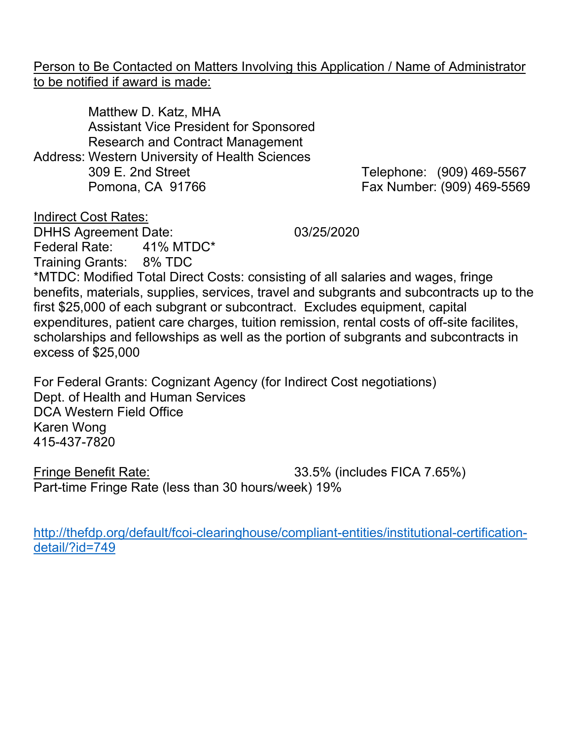<u>Person to Be Contacted on Matters Involving this Application / Name of Administrator to be notified if award is made:</u>

Matthew D. Katz, MHA
Assistant Vice President for Sponsored Research and Contract Management

Address: Western University of Health Sciences
309 E. 2nd Street
Pomona, CA 91766

Telephone: (909) 469-5567
Fax Number: (909) 469-5569

<u>Indirect Cost Rates:</u>
DHHS Agreement Date: 03/25/2020
Federal Rate: 41% MTDC*
Training Grants: 8% TDC
*MTDC: Modified Total Direct Costs: consisting of all salaries and wages, fringe benefits, materials, supplies, services, travel and subgrants and subcontracts up to the first $25,000 of each subgrant or subcontract. Excludes equipment, capital expenditures, patient care charges, tuition remission, rental costs of off-site facilites, scholarships and fellowships as well as the portion of subgrants and subcontracts in excess of $25,000

For Federal Grants: Cognizant Agency (for Indirect Cost negotiations)
Dept. of Health and Human Services
DCA Western Field Office
Karen Wong
415-437-7820

<u>Fringe Benefit Rate:</u> 33.5% (includes FICA 7.65%)
Part-time Fringe Rate (less than 30 hours/week) 19%

http://thefdp.org/default/fcoi-clearinghouse/compliant-entities/institutional-certification-detail/?id=749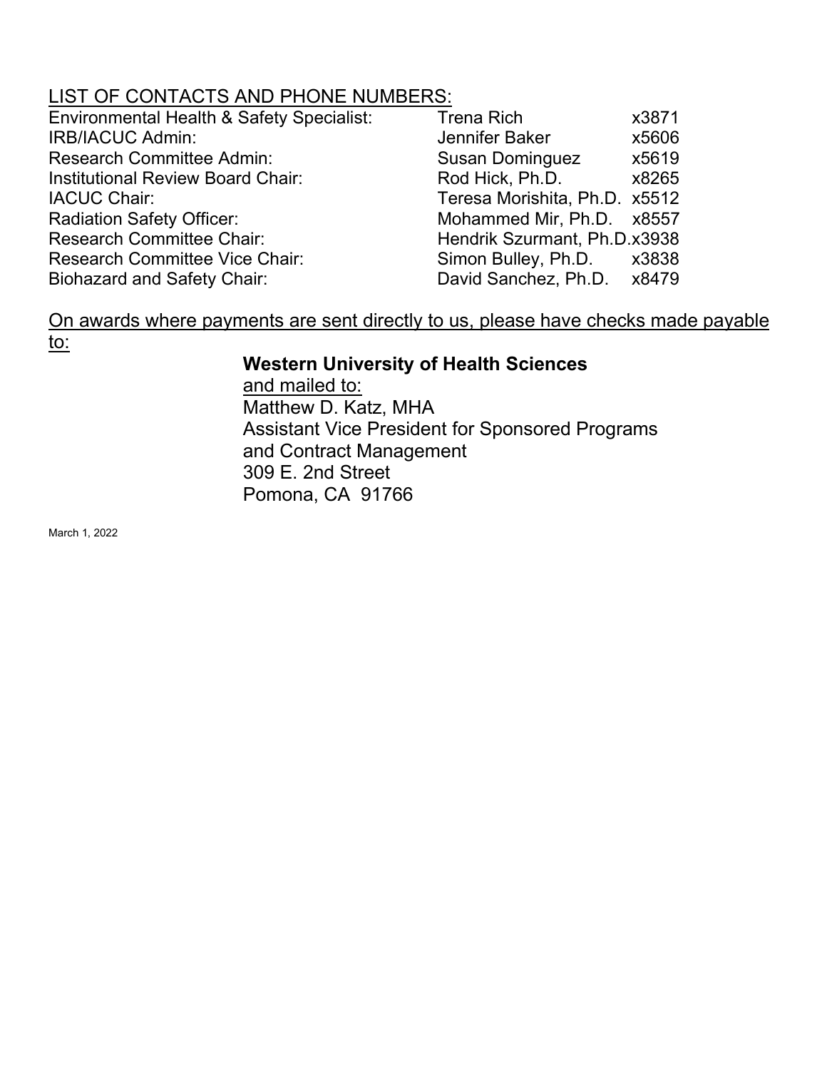LIST OF CONTACTS AND PHONE NUMBERS:

| | | |
|---|---|---|
| Environmental Health & Safety Specialist: | Trena Rich | x3871 |
| IRB/IACUC Admin: | Jennifer Baker | x5606 |
| Research Committee Admin: | Susan Dominguez | x5619 |
| Institutional Review Board Chair: | Rod Hick, Ph.D. | x8265 |
| IACUC Chair: | Teresa Morishita, Ph.D. | x5512 |
| Radiation Safety Officer: | Mohammed Mir, Ph.D. | x8557 |
| Research Committee Chair: | Hendrik Szurmant, Ph.D. | x3938 |
| Research Committee Vice Chair: | Simon Bulley, Ph.D. | x3838 |
| Biohazard and Safety Chair: | David Sanchez, Ph.D. | x8479 |

On awards where payments are sent directly to us, please have checks made payable to:

**Western University of Health Sciences**
and mailed to:
Matthew D. Katz, MHA
Assistant Vice President for Sponsored Programs and Contract Management
309 E. 2nd Street
Pomona, CA 91766

March 1, 2022